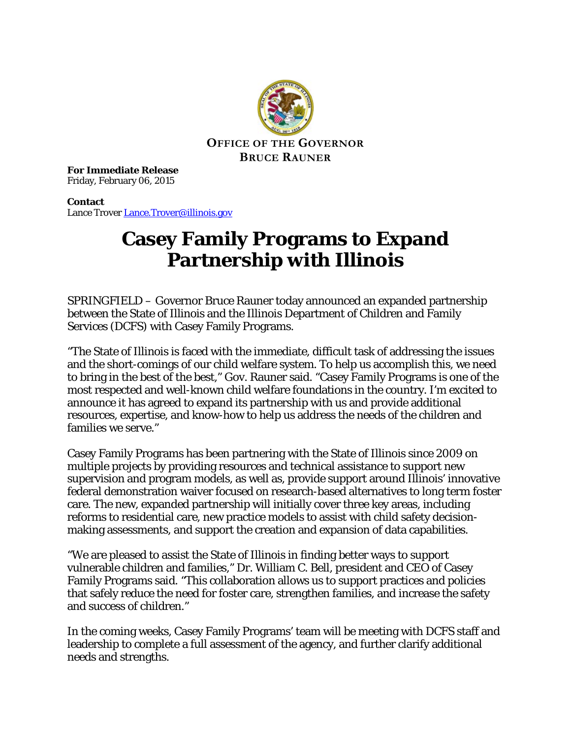**OFFICE OF THE GOVERNOR**
**BRUCE RAUNER**

**For Immediate Release**
Friday, February 06, 2015

**Contact**
Lance Trover Lance.Trover@illinois.gov

# Casey Family Programs to Expand Partnership with Illinois

SPRINGFIELD – Governor Bruce Rauner today announced an expanded partnership between the State of Illinois and the Illinois Department of Children and Family Services (DCFS) with Casey Family Programs.

"The State of Illinois is faced with the immediate, difficult task of addressing the issues and the short-comings of our child welfare system. To help us accomplish this, we need to bring in the best of the best," Gov. Rauner said. "Casey Family Programs is one of the most respected and well-known child welfare foundations in the country. I'm excited to announce it has agreed to expand its partnership with us and provide additional resources, expertise, and know-how to help us address the needs of the children and families we serve."

Casey Family Programs has been partnering with the State of Illinois since 2009 on multiple projects by providing resources and technical assistance to support new supervision and program models, as well as, provide support around Illinois' innovative federal demonstration waiver focused on research-based alternatives to long term foster care. The new, expanded partnership will initially cover three key areas, including reforms to residential care, new practice models to assist with child safety decision-making assessments, and support the creation and expansion of data capabilities.

"We are pleased to assist the State of Illinois in finding better ways to support vulnerable children and families," Dr. William C. Bell, president and CEO of Casey Family Programs said. "This collaboration allows us to support practices and policies that safely reduce the need for foster care, strengthen families, and increase the safety and success of children."

In the coming weeks, Casey Family Programs' team will be meeting with DCFS staff and leadership to complete a full assessment of the agency, and further clarify additional needs and strengths.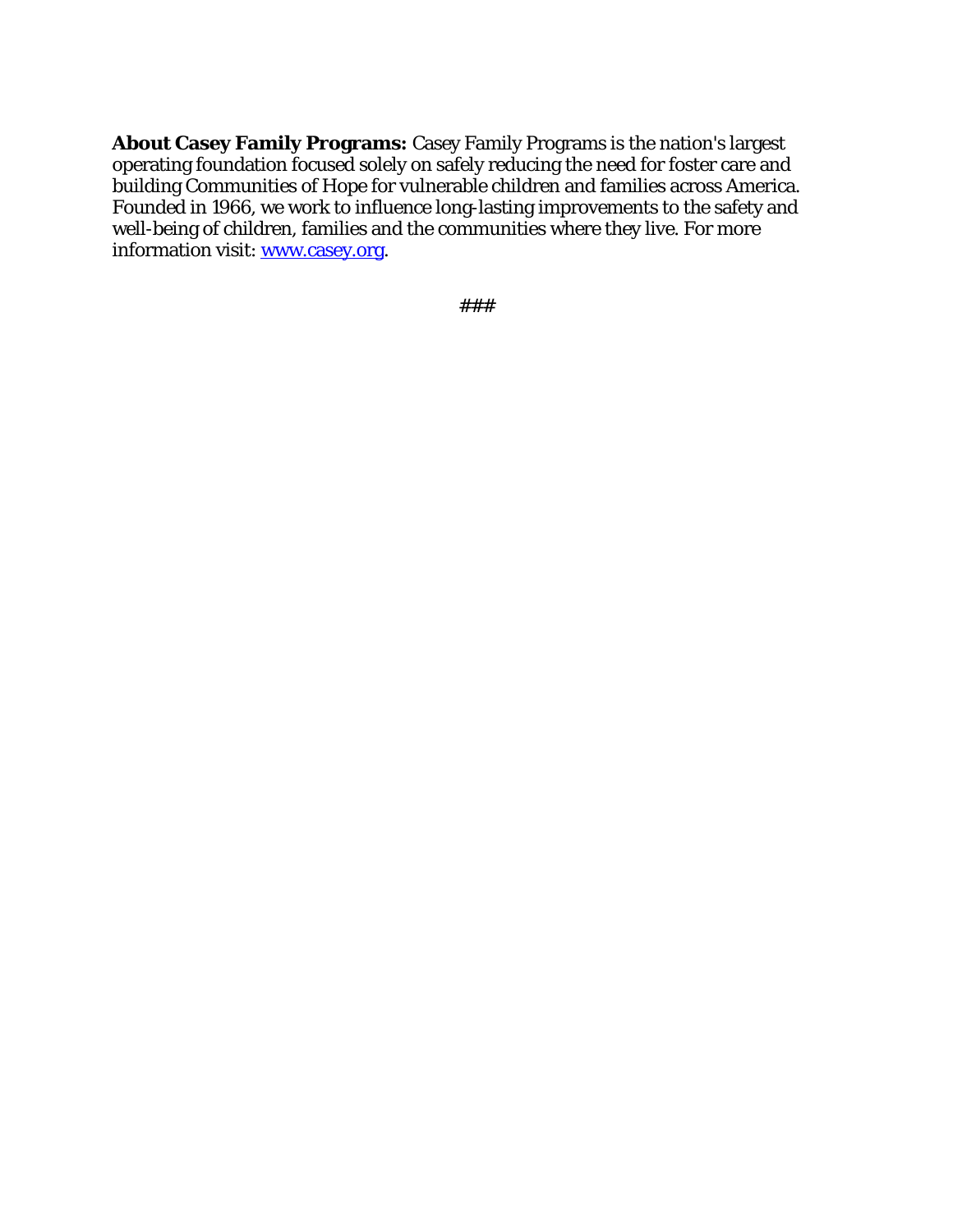**About Casey Family Programs:** Casey Family Programs is the nation's largest operating foundation focused solely on safely reducing the need for foster care and building Communities of Hope for vulnerable children and families across America. Founded in 1966, we work to influence long-lasting improvements to the safety and well-being of children, families and the communities where they live. For more information visit: [www.casey.org](http://www.casey.org).

###